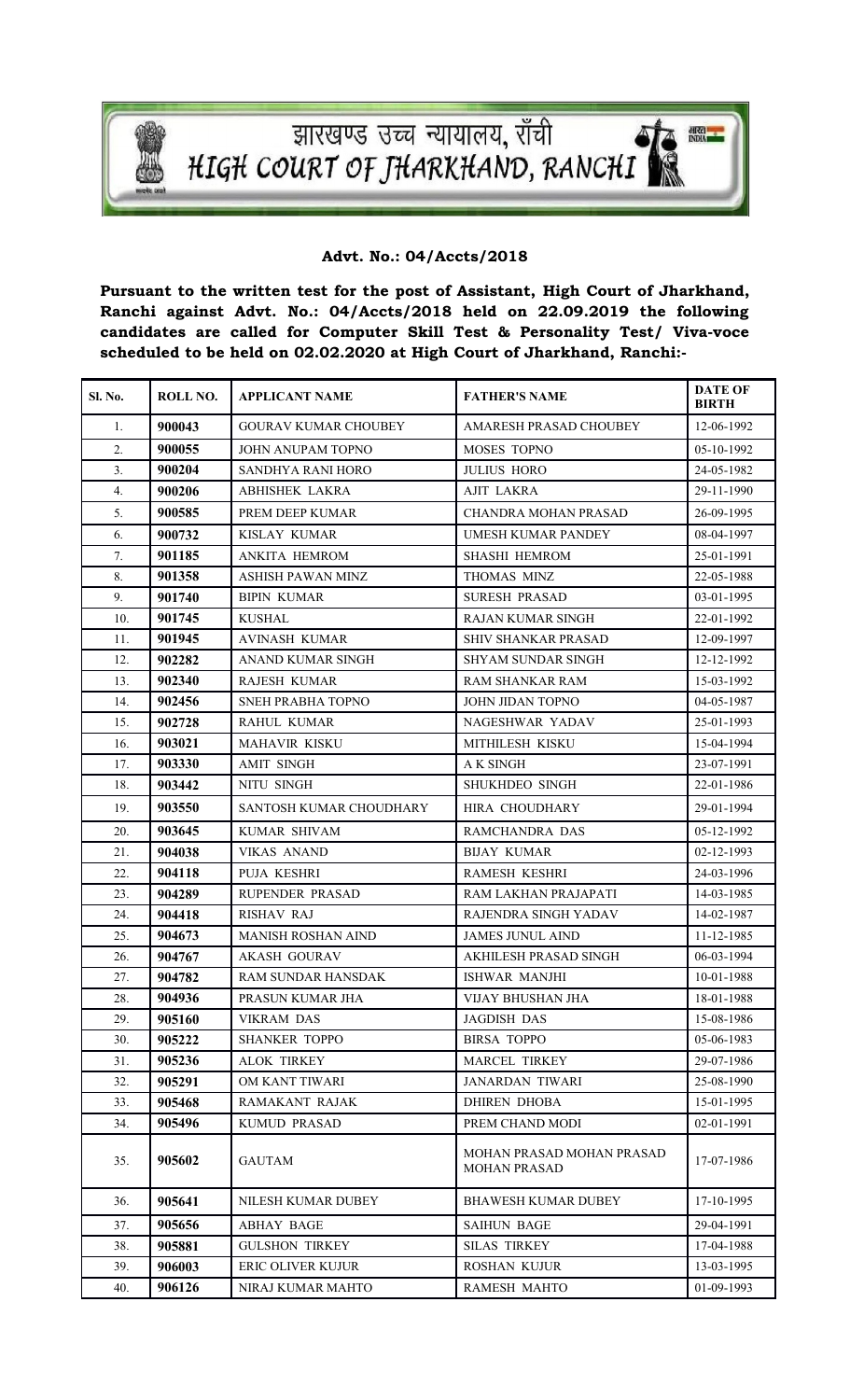# झारखण्ड उच्च न्यायालय, राँची
# HIGH COURT OF JHARKHAND, RANCHI

**Advt. No.: 04/Accts/2018**

**Pursuant to the written test for the post of Assistant, High Court of Jharkhand, Ranchi against Advt. No.: 04/Accts/2018 held on 22.09.2019 the following candidates are called for Computer Skill Test & Personality Test/ Viva-voce scheduled to be held on 02.02.2020 at High Court of Jharkhand, Ranchi:-**

| Sl. No. | ROLL NO. | APPLICANT NAME | FATHER'S NAME | DATE OF BIRTH |
|---|---|---|---|---|
| 1. | 900043 | GOURAV KUMAR CHOUBEY | AMARESH PRASAD CHOUBEY | 12-06-1992 |
| 2. | 900055 | JOHN ANUPAM TOPNO | MOSES TOPNO | 05-10-1992 |
| 3. | 900204 | SANDHYA RANI HORO | JULIUS HORO | 24-05-1982 |
| 4. | 900206 | ABHISHEK LAKRA | AJIT LAKRA | 29-11-1990 |
| 5. | 900585 | PREM DEEP KUMAR | CHANDRA MOHAN PRASAD | 26-09-1995 |
| 6. | 900732 | KISLAY KUMAR | UMESH KUMAR PANDEY | 08-04-1997 |
| 7. | 901185 | ANKITA HEMROM | SHASHI HEMROM | 25-01-1991 |
| 8. | 901358 | ASHISH PAWAN MINZ | THOMAS MINZ | 22-05-1988 |
| 9. | 901740 | BIPIN KUMAR | SURESH PRASAD | 03-01-1995 |
| 10. | 901745 | KUSHAL | RAJAN KUMAR SINGH | 22-01-1992 |
| 11. | 901945 | AVINASH KUMAR | SHIV SHANKAR PRASAD | 12-09-1997 |
| 12. | 902282 | ANAND KUMAR SINGH | SHYAM SUNDAR SINGH | 12-12-1992 |
| 13. | 902340 | RAJESH KUMAR | RAM SHANKAR RAM | 15-03-1992 |
| 14. | 902456 | SNEH PRABHA TOPNO | JOHN JIDAN TOPNO | 04-05-1987 |
| 15. | 902728 | RAHUL KUMAR | NAGESHWAR YADAV | 25-01-1993 |
| 16. | 903021 | MAHAVIR KISKU | MITHILESH KISKU | 15-04-1994 |
| 17. | 903330 | AMIT SINGH | A K SINGH | 23-07-1991 |
| 18. | 903442 | NITU SINGH | SHUKHDEO SINGH | 22-01-1986 |
| 19. | 903550 | SANTOSH KUMAR CHOUDHARY | HIRA CHOUDHARY | 29-01-1994 |
| 20. | 903645 | KUMAR SHIVAM | RAMCHANDRA DAS | 05-12-1992 |
| 21. | 904038 | VIKAS ANAND | BIJAY KUMAR | 02-12-1993 |
| 22. | 904118 | PUJA KESHRI | RAMESH KESHRI | 24-03-1996 |
| 23. | 904289 | RUPENDER PRASAD | RAM LAKHAN PRAJAPATI | 14-03-1985 |
| 24. | 904418 | RISHAV RAJ | RAJENDRA SINGH YADAV | 14-02-1987 |
| 25. | 904673 | MANISH ROSHAN AIND | JAMES JUNUL AIND | 11-12-1985 |
| 26. | 904767 | AKASH GOURAV | AKHILESH PRASAD SINGH | 06-03-1994 |
| 27. | 904782 | RAM SUNDAR HANSDAK | ISHWAR MANJHI | 10-01-1988 |
| 28. | 904936 | PRASUN KUMAR JHA | VIJAY BHUSHAN JHA | 18-01-1988 |
| 29. | 905160 | VIKRAM DAS | JAGDISH DAS | 15-08-1986 |
| 30. | 905222 | SHANKER TOPPO | BIRSA TOPPO | 05-06-1983 |
| 31. | 905236 | ALOK TIRKEY | MARCEL TIRKEY | 29-07-1986 |
| 32. | 905291 | OM KANT TIWARI | JANARDAN TIWARI | 25-08-1990 |
| 33. | 905468 | RAMAKANT RAJAK | DHIREN DHOBA | 15-01-1995 |
| 34. | 905496 | KUMUD PRASAD | PREM CHAND MODI | 02-01-1991 |
| 35. | 905602 | GAUTAM | MOHAN PRASAD MOHAN PRASAD MOHAN PRASAD | 17-07-1986 |
| 36. | 905641 | NILESH KUMAR DUBEY | BHAWESH KUMAR DUBEY | 17-10-1995 |
| 37. | 905656 | ABHAY BAGE | SAIHUN BAGE | 29-04-1991 |
| 38. | 905881 | GULSHON TIRKEY | SILAS TIRKEY | 17-04-1988 |
| 39. | 906003 | ERIC OLIVER KUJUR | ROSHAN KUJUR | 13-03-1995 |
| 40. | 906126 | NIRAJ KUMAR MAHTO | RAMESH MAHTO | 01-09-1993 |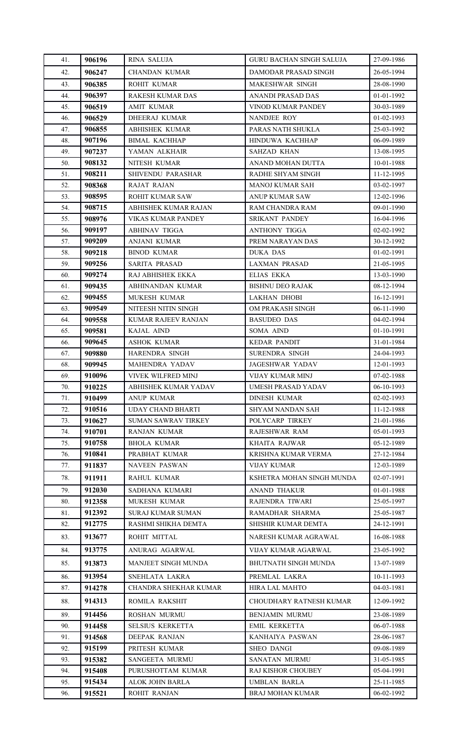| 41. | 906196 | RINA SALUJA | GURU BACHAN SINGH SALUJA | 27-09-1986 |
|---|---|---|---|---|
| 42. | 906247 | CHANDAN KUMAR | DAMODAR PRASAD SINGH | 26-05-1994 |
| 43. | 906385 | ROHIT KUMAR | MAKESHWAR SINGH | 28-08-1990 |
| 44. | 906397 | RAKESH KUMAR DAS | ANANDI PRASAD DAS | 01-01-1992 |
| 45. | 906519 | AMIT KUMAR | VINOD KUMAR PANDEY | 30-03-1989 |
| 46. | 906529 | DHEERAJ KUMAR | NANDJEE ROY | 01-02-1993 |
| 47. | 906855 | ABHISHEK KUMAR | PARAS NATH SHUKLA | 25-03-1992 |
| 48. | 907196 | BIMAL KACHHAP | HINDUWA KACHHAP | 06-09-1989 |
| 49. | 907237 | YAMAN ALKHAIR | SAHZAD KHAN | 13-08-1995 |
| 50. | 908132 | NITESH KUMAR | ANAND MOHAN DUTTA | 10-01-1988 |
| 51. | 908211 | SHIVENDU PARASHAR | RADHE SHYAM SINGH | 11-12-1995 |
| 52. | 908368 | RAJAT RAJAN | MANOJ KUMAR SAH | 03-02-1997 |
| 53. | 908595 | ROHIT KUMAR SAW | ANUP KUMAR SAW | 12-02-1996 |
| 54. | 908715 | ABHISHEK KUMAR RAJAN | RAM CHANDRA RAM | 09-01-1990 |
| 55. | 908976 | VIKAS KUMAR PANDEY | SRIKANT PANDEY | 16-04-1996 |
| 56. | 909197 | ABHINAV TIGGA | ANTHONY TIGGA | 02-02-1992 |
| 57. | 909209 | ANJANI KUMAR | PREM NARAYAN DAS | 30-12-1992 |
| 58. | 909218 | BINOD KUMAR | DUKA DAS | 01-02-1991 |
| 59. | 909256 | SARITA PRASAD | LAXMAN PRASAD | 21-05-1995 |
| 60. | 909274 | RAJ ABHISHEK EKKA | ELIAS EKKA | 13-03-1990 |
| 61. | 909435 | ABHINANDAN KUMAR | BISHNU DEO RAJAK | 08-12-1994 |
| 62. | 909455 | MUKESH KUMAR | LAKHAN DHOBI | 16-12-1991 |
| 63. | 909549 | NITEESH NITIN SINGH | OM PRAKASH SINGH | 06-11-1990 |
| 64. | 909558 | KUMAR RAJEEV RANJAN | BASUDEO DAS | 04-02-1994 |
| 65. | 909581 | KAJAL AIND | SOMA AIND | 01-10-1991 |
| 66. | 909645 | ASHOK KUMAR | KEDAR PANDIT | 31-01-1984 |
| 67. | 909880 | HARENDRA SINGH | SURENDRA SINGH | 24-04-1993 |
| 68. | 909945 | MAHENDRA YADAV | JAGESHWAR YADAV | 12-01-1993 |
| 69. | 910096 | VIVEK WILFRED MINJ | VIJAY KUMAR MINJ | 07-02-1988 |
| 70. | 910225 | ABHISHEK KUMAR YADAV | UMESH PRASAD YADAV | 06-10-1993 |
| 71. | 910499 | ANUP KUMAR | DINESH KUMAR | 02-02-1993 |
| 72. | 910516 | UDAY CHAND BHARTI | SHYAM NANDAN SAH | 11-12-1988 |
| 73. | 910627 | SUMAN SAWRAV TIRKEY | POLYCARP TIRKEY | 21-01-1986 |
| 74. | 910701 | RANJAN KUMAR | RAJESHWAR RAM | 05-01-1993 |
| 75. | 910758 | BHOLA KUMAR | KHAITA RAJWAR | 05-12-1989 |
| 76. | 910841 | PRABHAT KUMAR | KRISHNA KUMAR VERMA | 27-12-1984 |
| 77. | 911837 | NAVEEN PASWAN | VIJAY KUMAR | 12-03-1989 |
| 78. | 911911 | RAHUL KUMAR | KSHETRA MOHAN SINGH MUNDA | 02-07-1991 |
| 79. | 912030 | SADHANA KUMARI | ANAND THAKUR | 01-01-1988 |
| 80. | 912358 | MUKESH KUMAR | RAJENDRA TIWARI | 25-05-1997 |
| 81. | 912392 | SURAJ KUMAR SUMAN | RAMADHAR SHARMA | 25-05-1987 |
| 82. | 912775 | RASHMI SHIKHA DEMTA | SHISHIR KUMAR DEMTA | 24-12-1991 |
| 83. | 913677 | ROHIT MITTAL | NARESH KUMAR AGRAWAL | 16-08-1988 |
| 84. | 913775 | ANURAG AGARWAL | VIJAY KUMAR AGARWAL | 23-05-1992 |
| 85. | 913873 | MANJEET SINGH MUNDA | BHUTNATH SINGH MUNDA | 13-07-1989 |
| 86. | 913954 | SNEHLATA LAKRA | PREMLAL LAKRA | 10-11-1993 |
| 87. | 914278 | CHANDRA SHEKHAR KUMAR | HIRA LAL MAHTO | 04-03-1981 |
| 88. | 914313 | ROMILA RAKSHIT | CHOUDHARY RATNESH KUMAR | 12-09-1992 |
| 89. | 914456 | ROSHAN MURMU | BENJAMIN MURMU | 23-08-1989 |
| 90. | 914458 | SELSIUS KERKETTA | EMIL KERKETTA | 06-07-1988 |
| 91. | 914568 | DEEPAK RANJAN | KANHAIYA PASWAN | 28-06-1987 |
| 92. | 915199 | PRITESH KUMAR | SHEO DANGI | 09-08-1989 |
| 93. | 915382 | SANGEETA MURMU | SANATAN MURMU | 31-05-1985 |
| 94. | 915408 | PURUSHOTTAM KUMAR | RAJ KISHOR CHOUBEY | 05-04-1991 |
| 95. | 915434 | ALOK JOHN BARLA | UMBLAN BARLA | 25-11-1985 |
| 96. | 915521 | ROHIT RANJAN | BRAJ MOHAN KUMAR | 06-02-1992 |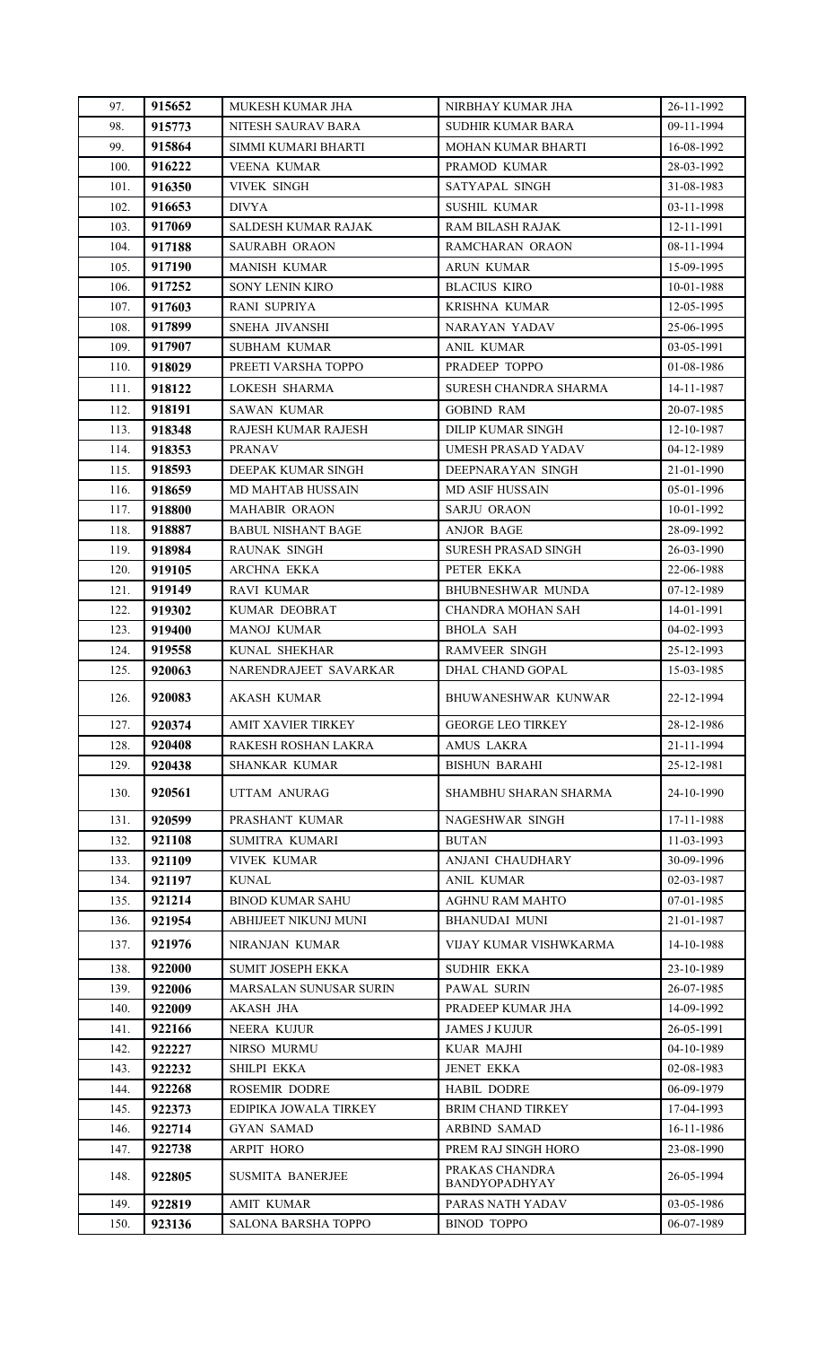| 97. | 915652 | MUKESH KUMAR JHA | NIRBHAY KUMAR JHA | 26-11-1992 |
|---|---|---|---|---|
| 98. | 915773 | NITESH SAURAV BARA | SUDHIR KUMAR BARA | 09-11-1994 |
| 99. | 915864 | SIMMI KUMARI BHARTI | MOHAN KUMAR BHARTI | 16-08-1992 |
| 100. | 916222 | VEENA KUMAR | PRAMOD KUMAR | 28-03-1992 |
| 101. | 916350 | VIVEK SINGH | SATYAPAL SINGH | 31-08-1983 |
| 102. | 916653 | DIVYA | SUSHIL KUMAR | 03-11-1998 |
| 103. | 917069 | SALDESH KUMAR RAJAK | RAM BILASH RAJAK | 12-11-1991 |
| 104. | 917188 | SAURABH ORAON | RAMCHARAN ORAON | 08-11-1994 |
| 105. | 917190 | MANISH KUMAR | ARUN KUMAR | 15-09-1995 |
| 106. | 917252 | SONY LENIN KIRO | BLACIUS KIRO | 10-01-1988 |
| 107. | 917603 | RANI SUPRIYA | KRISHNA KUMAR | 12-05-1995 |
| 108. | 917899 | SNEHA JIVANSHI | NARAYAN YADAV | 25-06-1995 |
| 109. | 917907 | SUBHAM KUMAR | ANIL KUMAR | 03-05-1991 |
| 110. | 918029 | PREETI VARSHA TOPPO | PRADEEP TOPPO | 01-08-1986 |
| 111. | 918122 | LOKESH SHARMA | SURESH CHANDRA SHARMA | 14-11-1987 |
| 112. | 918191 | SAWAN KUMAR | GOBIND RAM | 20-07-1985 |
| 113. | 918348 | RAJESH KUMAR RAJESH | DILIP KUMAR SINGH | 12-10-1987 |
| 114. | 918353 | PRANAV | UMESH PRASAD YADAV | 04-12-1989 |
| 115. | 918593 | DEEPAK KUMAR SINGH | DEEPNARAYAN SINGH | 21-01-1990 |
| 116. | 918659 | MD MAHTAB HUSSAIN | MD ASIF HUSSAIN | 05-01-1996 |
| 117. | 918800 | MAHABIR ORAON | SARJU ORAON | 10-01-1992 |
| 118. | 918887 | BABUL NISHANT BAGE | ANJOR BAGE | 28-09-1992 |
| 119. | 918984 | RAUNAK SINGH | SURESH PRASAD SINGH | 26-03-1990 |
| 120. | 919105 | ARCHNA EKKA | PETER EKKA | 22-06-1988 |
| 121. | 919149 | RAVI KUMAR | BHUBNESHWAR MUNDA | 07-12-1989 |
| 122. | 919302 | KUMAR DEOBRAT | CHANDRA MOHAN SAH | 14-01-1991 |
| 123. | 919400 | MANOJ KUMAR | BHOLA SAH | 04-02-1993 |
| 124. | 919558 | KUNAL SHEKHAR | RAMVEER SINGH | 25-12-1993 |
| 125. | 920063 | NARENDRAJEET SAVARKAR | DHAL CHAND GOPAL | 15-03-1985 |
| 126. | 920083 | AKASH KUMAR | BHUWANESHWAR KUNWAR | 22-12-1994 |
| 127. | 920374 | AMIT XAVIER TIRKEY | GEORGE LEO TIRKEY | 28-12-1986 |
| 128. | 920408 | RAKESH ROSHAN LAKRA | AMUS LAKRA | 21-11-1994 |
| 129. | 920438 | SHANKAR KUMAR | BISHUN BARAHI | 25-12-1981 |
| 130. | 920561 | UTTAM ANURAG | SHAMBHU SHARAN SHARMA | 24-10-1990 |
| 131. | 920599 | PRASHANT KUMAR | NAGESHWAR SINGH | 17-11-1988 |
| 132. | 921108 | SUMITRA KUMARI | BUTAN | 11-03-1993 |
| 133. | 921109 | VIVEK KUMAR | ANJANI CHAUDHARY | 30-09-1996 |
| 134. | 921197 | KUNAL | ANIL KUMAR | 02-03-1987 |
| 135. | 921214 | BINOD KUMAR SAHU | AGHNU RAM MAHTO | 07-01-1985 |
| 136. | 921954 | ABHIJEET NIKUNJ MUNI | BHANUDAI MUNI | 21-01-1987 |
| 137. | 921976 | NIRANJAN KUMAR | VIJAY KUMAR VISHWKARMA | 14-10-1988 |
| 138. | 922000 | SUMIT JOSEPH EKKA | SUDHIR EKKA | 23-10-1989 |
| 139. | 922006 | MARSALAN SUNUSAR SURIN | PAWAL SURIN | 26-07-1985 |
| 140. | 922009 | AKASH JHA | PRADEEP KUMAR JHA | 14-09-1992 |
| 141. | 922166 | NEERA KUJUR | JAMES J KUJUR | 26-05-1991 |
| 142. | 922227 | NIRSO MURMU | KUAR MAJHI | 04-10-1989 |
| 143. | 922232 | SHILPI EKKA | JENET EKKA | 02-08-1983 |
| 144. | 922268 | ROSEMIR DODRE | HABIL DODRE | 06-09-1979 |
| 145. | 922373 | EDIPIKA JOWALA TIRKEY | BRIM CHAND TIRKEY | 17-04-1993 |
| 146. | 922714 | GYAN SAMAD | ARBIND SAMAD | 16-11-1986 |
| 147. | 922738 | ARPIT HORO | PREM RAJ SINGH HORO | 23-08-1990 |
| 148. | 922805 | SUSMITA BANERJEE | PRAKAS CHANDRA BANDYOPADHYAY | 26-05-1994 |
| 149. | 922819 | AMIT KUMAR | PARAS NATH YADAV | 03-05-1986 |
| 150. | 923136 | SALONA BARSHA TOPPO | BINOD TOPPO | 06-07-1989 |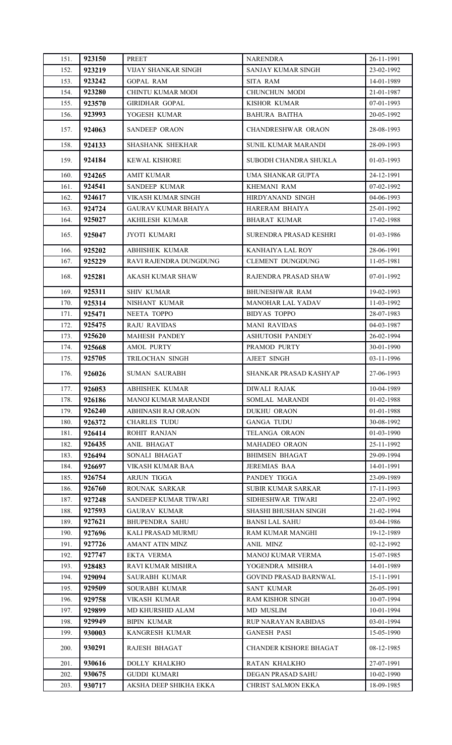| | | | | |
|---|---|---|---|---|
| 151. | **923150** | PREET | NARENDRA | 26-11-1991 |
| 152. | **923219** | VIJAY SHANKAR SINGH | SANJAY KUMAR SINGH | 23-02-1992 |
| 153. | **923242** | GOPAL RAM | SITA RAM | 14-01-1989 |
| 154. | **923280** | CHINTU KUMAR MODI | CHUNCHUN MODI | 21-01-1987 |
| 155. | **923570** | GIRIDHAR GOPAL | KISHOR KUMAR | 07-01-1993 |
| 156. | **923993** | YOGESH KUMAR | BAHURA BAITHA | 20-05-1992 |
| 157. | **924063** | SANDEEP ORAON | CHANDRESHWAR ORAON | 28-08-1993 |
| 158. | **924133** | SHASHANK SHEKHAR | SUNIL KUMAR MARANDI | 28-09-1993 |
| 159. | **924184** | KEWAL KISHORE | SUBODH CHANDRA SHUKLA | 01-03-1993 |
| 160. | **924265** | AMIT KUMAR | UMA SHANKAR GUPTA | 24-12-1991 |
| 161. | **924541** | SANDEEP KUMAR | KHEMANI RAM | 07-02-1992 |
| 162. | **924617** | VIKASH KUMAR SINGH | HIRDYANAND SINGH | 04-06-1993 |
| 163. | **924724** | GAURAV KUMAR BHAIYA | HARERAM BHAIYA | 25-01-1992 |
| 164. | **925027** | AKHILESH KUMAR | BHARAT KUMAR | 17-02-1988 |
| 165. | **925047** | JYOTI KUMARI | SURENDRA PRASAD KESHRI | 01-03-1986 |
| 166. | **925202** | ABHISHEK KUMAR | KANHAIYA LAL ROY | 28-06-1991 |
| 167. | **925229** | RAVI RAJENDRA DUNGDUNG | CLEMENT DUNGDUNG | 11-05-1981 |
| 168. | **925281** | AKASH KUMAR SHAW | RAJENDRA PRASAD SHAW | 07-01-1992 |
| 169. | **925311** | SHIV KUMAR | BHUNESHWAR RAM | 19-02-1993 |
| 170. | **925314** | NISHANT KUMAR | MANOHAR LAL YADAV | 11-03-1992 |
| 171. | **925471** | NEETA TOPPO | BIDYAS TOPPO | 28-07-1983 |
| 172. | **925475** | RAJU RAVIDAS | MANI RAVIDAS | 04-03-1987 |
| 173. | **925620** | MAHESH PANDEY | ASHUTOSH PANDEY | 26-02-1994 |
| 174. | **925668** | AMOL PURTY | PRAMOD PURTY | 30-01-1990 |
| 175. | **925705** | TRILOCHAN SINGH | AJEET SINGH | 03-11-1996 |
| 176. | **926026** | SUMAN SAURABH | SHANKAR PRASAD KASHYAP | 27-06-1993 |
| 177. | **926053** | ABHISHEK KUMAR | DIWALI RAJAK | 10-04-1989 |
| 178. | **926186** | MANOJ KUMAR MARANDI | SOMLAL MARANDI | 01-02-1988 |
| 179. | **926240** | ABHINASH RAJ ORAON | DUKHU ORAON | 01-01-1988 |
| 180. | **926372** | CHARLES TUDU | GANGA TUDU | 30-08-1992 |
| 181. | **926414** | ROHIT RANJAN | TELANGA ORAON | 01-03-1990 |
| 182. | **926435** | ANIL BHAGAT | MAHADEO ORAON | 25-11-1992 |
| 183. | **926494** | SONALI BHAGAT | BHIMSEN BHAGAT | 29-09-1994 |
| 184. | **926697** | VIKASH KUMAR BAA | JEREMIAS BAA | 14-01-1991 |
| 185. | **926754** | ARJUN TIGGA | PANDEY TIGGA | 23-09-1989 |
| 186. | **926760** | ROUNAK SARKAR | SUBIR KUMAR SARKAR | 17-11-1993 |
| 187. | **927248** | SANDEEP KUMAR TIWARI | SIDHESHWAR TIWARI | 22-07-1992 |
| 188. | **927593** | GAURAV KUMAR | SHASHI BHUSHAN SINGH | 21-02-1994 |
| 189. | **927621** | BHUPENDRA SAHU | BANSI LAL SAHU | 03-04-1986 |
| 190. | **927696** | KALI PRASAD MURMU | RAM KUMAR MANGHI | 19-12-1989 |
| 191. | **927726** | AMANT ATIN MINZ | ANIL MINZ | 02-12-1992 |
| 192. | **927747** | EKTA VERMA | MANOJ KUMAR VERMA | 15-07-1985 |
| 193. | **928483** | RAVI KUMAR MISHRA | YOGENDRA MISHRA | 14-01-1989 |
| 194. | **929094** | SAURABH KUMAR | GOVIND PRASAD BARNWAL | 15-11-1991 |
| 195. | **929509** | SOURABH KUMAR | SANT KUMAR | 26-05-1991 |
| 196. | **929758** | VIKASH KUMAR | RAM KISHOR SINGH | 10-07-1994 |
| 197. | **929899** | MD KHURSHID ALAM | MD MUSLIM | 10-01-1994 |
| 198. | **929949** | BIPIN KUMAR | RUP NARAYAN RABIDAS | 03-01-1994 |
| 199. | **930003** | KANGRESH KUMAR | GANESH PASI | 15-05-1990 |
| 200. | **930291** | RAJESH BHAGAT | CHANDER KISHORE BHAGAT | 08-12-1985 |
| 201. | **930616** | DOLLY KHALKHO | RATAN KHALKHO | 27-07-1991 |
| 202. | **930675** | GUDDI KUMARI | DEGAN PRASAD SAHU | 10-02-1990 |
| 203. | **930717** | AKSHA DEEP SHIKHA EKKA | CHRIST SALMON EKKA | 18-09-1985 |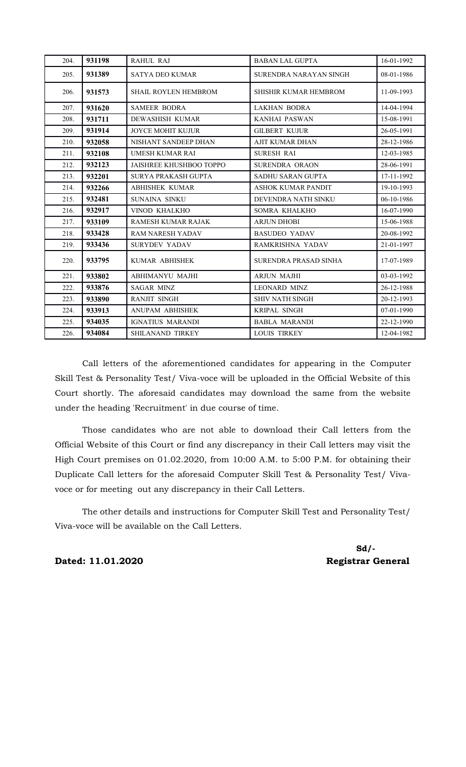| | | | | |
|---|---|---|---|---|
| 204. | **931198** | RAHUL RAJ | BABAN LAL GUPTA | 16-01-1992 |
| 205. | **931389** | SATYA DEO KUMAR | SURENDRA NARAYAN SINGH | 08-01-1986 |
| 206. | **931573** | SHAIL ROYLEN HEMBROM | SHISHIR KUMAR HEMBROM | 11-09-1993 |
| 207. | **931620** | SAMEER BODRA | LAKHAN BODRA | 14-04-1994 |
| 208. | **931711** | DEWASHISH KUMAR | KANHAI PASWAN | 15-08-1991 |
| 209. | **931914** | JOYCE MOHIT KUJUR | GILBERT KUJUR | 26-05-1991 |
| 210. | **932058** | NISHANT SANDEEP DHAN | AJIT KUMAR DHAN | 28-12-1986 |
| 211. | **932108** | UMESH KUMAR RAI | SURESH RAI | 12-03-1985 |
| 212. | **932123** | JAISHREE KHUSHBOO TOPPO | SURENDRA ORAON | 28-06-1991 |
| 213. | **932201** | SURYA PRAKASH GUPTA | SADHU SARAN GUPTA | 17-11-1992 |
| 214. | **932266** | ABHISHEK KUMAR | ASHOK KUMAR PANDIT | 19-10-1993 |
| 215. | **932481** | SUNAINA SINKU | DEVENDRA NATH SINKU | 06-10-1986 |
| 216. | **932917** | VINOD KHALKHO | SOMRA KHALKHO | 16-07-1990 |
| 217. | **933109** | RAMESH KUMAR RAJAK | ARJUN DHOBI | 15-06-1988 |
| 218. | **933428** | RAM NARESH YADAV | BASUDEO YADAV | 20-08-1992 |
| 219. | **933436** | SURYDEV YADAV | RAMKRISHNA YADAV | 21-01-1997 |
| 220. | **933795** | KUMAR ABHISHEK | SURENDRA PRASAD SINHA | 17-07-1989 |
| 221. | **933802** | ABHIMANYU MAJHI | ARJUN MAJHI | 03-03-1992 |
| 222. | **933876** | SAGAR MINZ | LEONARD MINZ | 26-12-1988 |
| 223. | **933890** | RANJIT SINGH | SHIV NATH SINGH | 20-12-1993 |
| 224. | **933913** | ANUPAM ABHISHEK | KRIPAL SINGH | 07-01-1990 |
| 225. | **934035** | IGNATIUS MARANDI | BABLA MARANDI | 22-12-1990 |
| 226. | **934084** | SHILANAND TIRKEY | LOUIS TIRKEY | 12-04-1982 |

Call letters of the aforementioned candidates for appearing in the Computer Skill Test & Personality Test/ Viva-voce will be uploaded in the Official Website of this Court shortly. The aforesaid candidates may download the same from the website under the heading 'Recruitment' in due course of time.

Those candidates who are not able to download their Call letters from the Official Website of this Court or find any discrepancy in their Call letters may visit the High Court premises on 01.02.2020, from 10:00 A.M. to 5:00 P.M. for obtaining their Duplicate Call letters for the aforesaid Computer Skill Test & Personality Test/ Viva-voce or for meeting out any discrepancy in their Call Letters.

The other details and instructions for Computer Skill Test and Personality Test/ Viva-voce will be available on the Call Letters.

**Sd/-**

**Dated: 11.01.2020** **Registrar General**